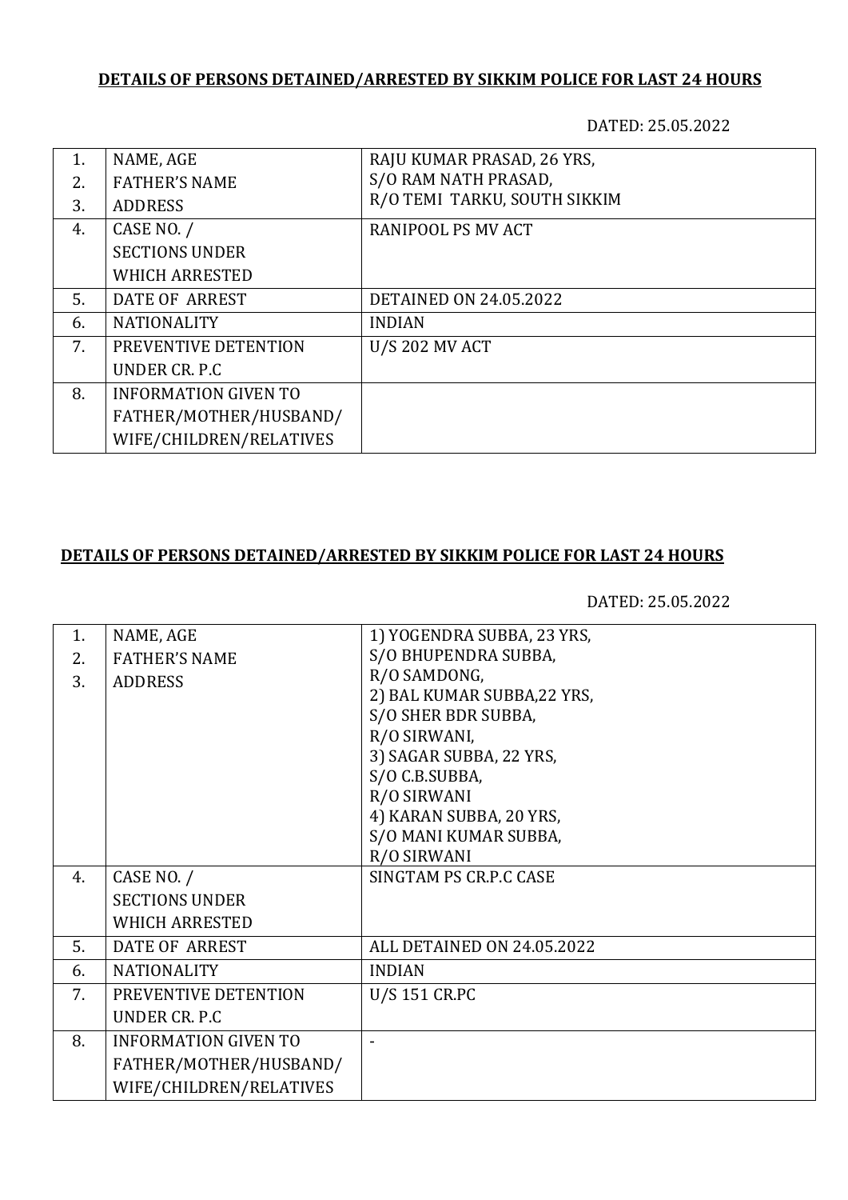**DETAILS OF PERSONS DETAINED/ARRESTED BY SIKKIM POLICE FOR LAST 24 HOURS**

DATED: 25.05.2022

| | | |
|---|---|---|
| 1.<br>2.<br>3. | NAME, AGE<br>FATHER'S NAME<br>ADDRESS | RAJU KUMAR PRASAD, 26 YRS,<br>S/O RAM NATH PRASAD,<br>R/O TEMI TARKU, SOUTH SIKKIM |
| 4. | CASE NO. /<br>SECTIONS UNDER<br>WHICH ARRESTED | RANIPOOL PS MV ACT |
| 5. | DATE OF ARREST | DETAINED ON 24.05.2022 |
| 6. | NATIONALITY | INDIAN |
| 7. | PREVENTIVE DETENTION<br>UNDER CR. P.C | U/S 202 MV ACT |
| 8. | INFORMATION GIVEN TO<br>FATHER/MOTHER/HUSBAND/<br>WIFE/CHILDREN/RELATIVES | |

**DETAILS OF PERSONS DETAINED/ARRESTED BY SIKKIM POLICE FOR LAST 24 HOURS**

DATED: 25.05.2022

| | | |
|---|---|---|
| 1.<br>2.<br>3. | NAME, AGE<br>FATHER'S NAME<br>ADDRESS | 1) YOGENDRA SUBBA, 23 YRS,<br>S/O BHUPENDRA SUBBA,<br>R/O SAMDONG,<br>2) BAL KUMAR SUBBA,22 YRS,<br>S/O SHER BDR SUBBA,<br>R/O SIRWANI,<br>3) SAGAR SUBBA, 22 YRS,<br>S/O C.B.SUBBA,<br>R/O SIRWANI<br>4) KARAN SUBBA, 20 YRS,<br>S/O MANI KUMAR SUBBA,<br>R/O SIRWANI |
| 4. | CASE NO. /<br>SECTIONS UNDER<br>WHICH ARRESTED | SINGTAM PS CR.P.C CASE |
| 5. | DATE OF ARREST | ALL DETAINED ON 24.05.2022 |
| 6. | NATIONALITY | INDIAN |
| 7. | PREVENTIVE DETENTION<br>UNDER CR. P.C | U/S 151 CR.PC |
| 8. | INFORMATION GIVEN TO<br>FATHER/MOTHER/HUSBAND/<br>WIFE/CHILDREN/RELATIVES | - |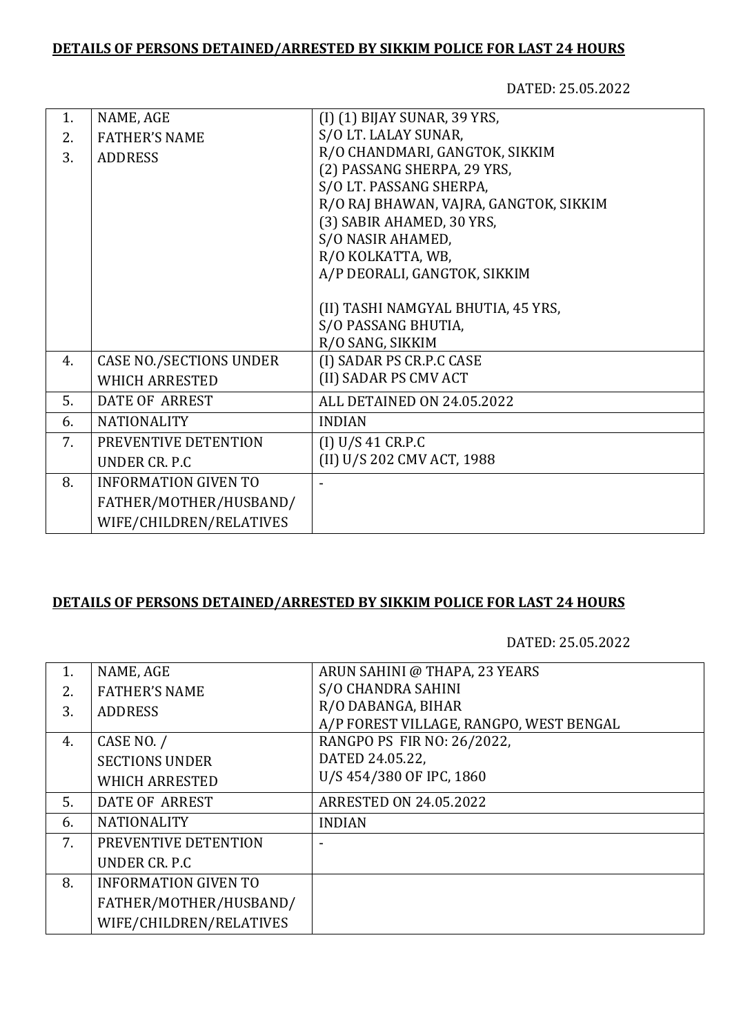**DETAILS OF PERSONS DETAINED/ARRESTED BY SIKKIM POLICE FOR LAST 24 HOURS**

DATED: 25.05.2022

| | | |
|---|---|---|
| 1.<br>2.<br>3. | NAME, AGE<br>FATHER'S NAME<br>ADDRESS | (I) (1) BIJAY SUNAR, 39 YRS,<br>S/O LT. LALAY SUNAR,<br>R/O CHANDMARI, GANGTOK, SIKKIM<br>(2) PASSANG SHERPA, 29 YRS,<br>S/O LT. PASSANG SHERPA,<br>R/O RAJ BHAWAN, VAJRA, GANGTOK, SIKKIM<br>(3) SABIR AHAMED, 30 YRS,<br>S/O NASIR AHAMED,<br>R/O KOLKATTA, WB,<br>A/P DEORALI, GANGTOK, SIKKIM<br><br>(II) TASHI NAMGYAL BHUTIA, 45 YRS,<br>S/O PASSANG BHUTIA,<br>R/O SANG, SIKKIM |
| 4. | CASE NO./SECTIONS UNDER WHICH ARRESTED | (I) SADAR PS CR.P.C CASE<br>(II) SADAR PS CMV ACT |
| 5. | DATE OF ARREST | ALL DETAINED ON 24.05.2022 |
| 6. | NATIONALITY | INDIAN |
| 7. | PREVENTIVE DETENTION UNDER CR. P.C | (I) U/S 41 CR.P.C<br>(II) U/S 202 CMV ACT, 1988 |
| 8. | INFORMATION GIVEN TO FATHER/MOTHER/HUSBAND/ WIFE/CHILDREN/RELATIVES | - |

**DETAILS OF PERSONS DETAINED/ARRESTED BY SIKKIM POLICE FOR LAST 24 HOURS**

DATED: 25.05.2022

| | | |
|---|---|---|
| 1.<br>2.<br>3. | NAME, AGE<br>FATHER'S NAME<br>ADDRESS | ARUN SAHINI @ THAPA, 23 YEARS<br>S/O CHANDRA SAHINI<br>R/O DABANGA, BIHAR<br>A/P FOREST VILLAGE, RANGPO, WEST BENGAL |
| 4. | CASE NO. /<br>SECTIONS UNDER<br>WHICH ARRESTED | RANGPO PS FIR NO: 26/2022,<br>DATED 24.05.22,<br>U/S 454/380 OF IPC, 1860 |
| 5. | DATE OF ARREST | ARRESTED ON 24.05.2022 |
| 6. | NATIONALITY | INDIAN |
| 7. | PREVENTIVE DETENTION UNDER CR. P.C | - |
| 8. | INFORMATION GIVEN TO FATHER/MOTHER/HUSBAND/ WIFE/CHILDREN/RELATIVES | |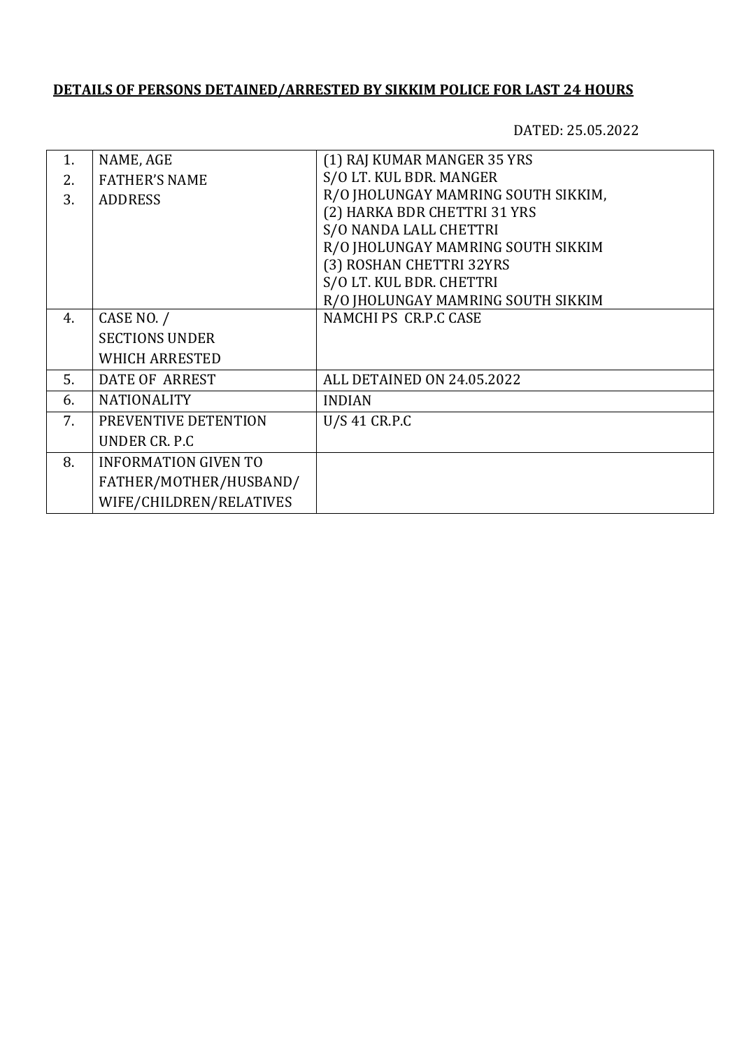**DETAILS OF PERSONS DETAINED/ARRESTED BY SIKKIM POLICE FOR LAST 24 HOURS**

DATED: 25.05.2022

| | | |
|---|---|---|
| 1.<br>2.<br>3. | NAME, AGE<br>FATHER'S NAME<br>ADDRESS | (1) RAJ KUMAR MANGER 35 YRS<br>S/O LT. KUL BDR. MANGER<br>R/O JHOLUNGAY MAMRING SOUTH SIKKIM,<br>(2) HARKA BDR CHETTRI 31 YRS<br>S/O NANDA LALL CHETTRI<br>R/O JHOLUNGAY MAMRING SOUTH SIKKIM<br>(3) ROSHAN CHETTRI 32YRS<br>S/O LT. KUL BDR. CHETTRI<br>R/O JHOLUNGAY MAMRING SOUTH SIKKIM |
| 4. | CASE NO. /<br>SECTIONS UNDER<br>WHICH ARRESTED | NAMCHI PS CR.P.C CASE |
| 5. | DATE OF ARREST | ALL DETAINED ON 24.05.2022 |
| 6. | NATIONALITY | INDIAN |
| 7. | PREVENTIVE DETENTION<br>UNDER CR. P.C | U/S 41 CR.P.C |
| 8. | INFORMATION GIVEN TO<br>FATHER/MOTHER/HUSBAND/<br>WIFE/CHILDREN/RELATIVES | |